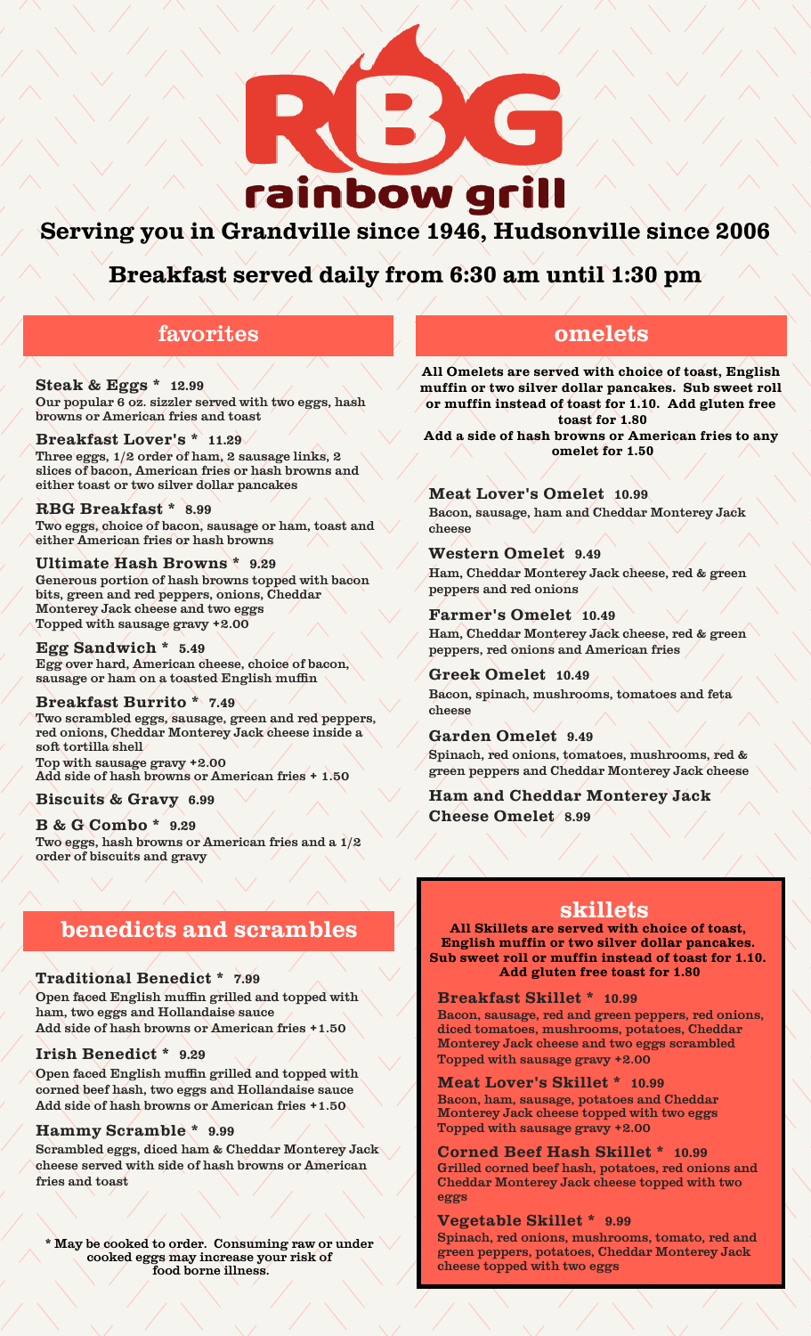# RBG rainbow grill

## Serving you in Grandville since 1946, Hudsonville since 2006

## Breakfast served daily from 6:30 am until 1:30 pm

## favorites

**Steak & Eggs * 12.99**
Our popular 6 oz. sizzler served with two eggs, hash browns or American fries and toast

**Breakfast Lover's * 11.29**
Three eggs, 1/2 order of ham, 2 sausage links, 2 slices of bacon, American fries or hash browns and either toast or two silver dollar pancakes

**RBG Breakfast * 8.99**
Two eggs, choice of bacon, sausage or ham, toast and either American fries or hash browns

**Ultimate Hash Browns * 9.29**
Generous portion of hash browns topped with bacon bits, green and red peppers, onions, Cheddar Monterey Jack cheese and two eggs
Topped with sausage gravy +2.00

**Egg Sandwich * 5.49**
Egg over hard, American cheese, choice of bacon, sausage or ham on a toasted English muffin

**Breakfast Burrito * 7.49**
Two scrambled eggs, sausage, green and red peppers, red onions, Cheddar Monterey Jack cheese inside a soft tortilla shell
Top with sausage gravy +2.00
Add side of hash browns or American fries + 1.50

**Biscuits & Gravy 6.99**

**B & G Combo * 9.29**
Two eggs, hash browns or American fries and a 1/2 order of biscuits and gravy

## omelets

**All Omelets are served with choice of toast, English muffin or two silver dollar pancakes. Sub sweet roll or muffin instead of toast for 1.10. Add gluten free toast for 1.80**
**Add a side of hash browns or American fries to any omelet for 1.50**

**Meat Lover's Omelet 10.99**
Bacon, sausage, ham and Cheddar Monterey Jack cheese

**Western Omelet 9.49**
Ham, Cheddar Monterey Jack cheese, red & green peppers and red onions

**Farmer's Omelet 10.49**
Ham, Cheddar Monterey Jack cheese, red & green peppers, red onions and American fries

**Greek Omelet 10.49**
Bacon, spinach, mushrooms, tomatoes and feta cheese

**Garden Omelet 9.49**
Spinach, red onions, tomatoes, mushrooms, red & green peppers and Cheddar Monterey Jack cheese

**Ham and Cheddar Monterey Jack Cheese Omelet 8.99**

## benedicts and scrambles

**Traditional Benedict * 7.99**
Open faced English muffin grilled and topped with ham, two eggs and Hollandaise sauce
Add side of hash browns or American fries +1.50

**Irish Benedict * 9.29**
Open faced English muffin grilled and topped with corned beef hash, two eggs and Hollandaise sauce
Add side of hash browns or American fries +1.50

**Hammy Scramble * 9.99**
Scrambled eggs, diced ham & Cheddar Monterey Jack cheese served with side of hash browns or American fries and toast

**\* May be cooked to order. Consuming raw or under cooked eggs may increase your risk of food borne illness.**

## skillets

**All Skillets are served with choice of toast, English muffin or two silver dollar pancakes. Sub sweet roll or muffin instead of toast for 1.10. Add gluten free toast for 1.80**

**Breakfast Skillet * 10.99**
Bacon, sausage, red and green peppers, red onions, diced tomatoes, mushrooms, potatoes, Cheddar Monterey Jack cheese and two eggs scrambled
Topped with sausage gravy +2.00

**Meat Lover's Skillet * 10.99**
Bacon, ham, sausage, potatoes and Cheddar Monterey Jack cheese topped with two eggs
Topped with sausage gravy +2.00

**Corned Beef Hash Skillet * 10.99**
Grilled corned beef hash, potatoes, red onions and Cheddar Monterey Jack cheese topped with two eggs

**Vegetable Skillet * 9.99**
Spinach, red onions, mushrooms, tomato, red and green peppers, potatoes, Cheddar Monterey Jack cheese topped with two eggs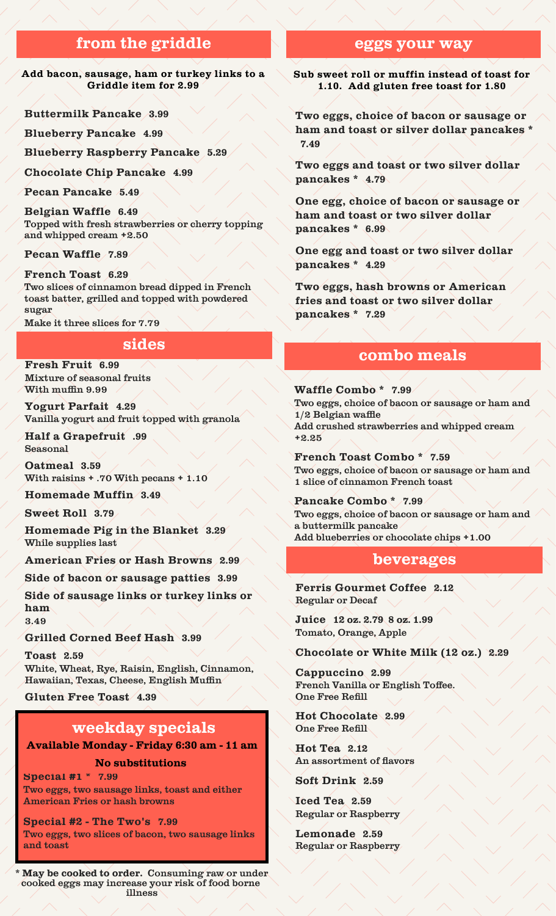## from the griddle

**Add bacon, sausage, ham or turkey links to a Griddle item for 2.99**

**Buttermilk Pancake** 3.99

**Blueberry Pancake** 4.99

**Blueberry Raspberry Pancake** 5.29

**Chocolate Chip Pancake** 4.99

**Pecan Pancake** 5.49

**Belgian Waffle** 6.49
Topped with fresh strawberries or cherry topping and whipped cream +2.50

**Pecan Waffle** 7.89

**French Toast** 6.29
Two slices of cinnamon bread dipped in French toast batter, grilled and topped with powdered sugar
Make it three slices for 7.79

## sides

**Fresh Fruit** 6.99
Mixture of seasonal fruits
With muffin 9.99

**Yogurt Parfait** 4.29
Vanilla yogurt and fruit topped with granola

**Half a Grapefruit** .99
Seasonal

**Oatmeal** 3.59
With raisins + .70 With pecans + 1.10

**Homemade Muffin** 3.49

**Sweet Roll** 3.79

**Homemade Pig in the Blanket** 3.29
While supplies last

**American Fries or Hash Browns** 2.99

**Side of bacon or sausage patties** 3.99

**Side of sausage links or turkey links or ham**
3.49

**Grilled Corned Beef Hash** 3.99

**Toast** 2.59
White, Wheat, Rye, Raisin, English, Cinnamon, Hawaiian, Texas, Cheese, English Muffin

**Gluten Free Toast** 4.39

## weekday specials

**Available Monday - Friday 6:30 am - 11 am**

**No substitutions**

**Special #1 *** 7.99
Two eggs, two sausage links, toast and either American Fries or hash browns

**Special #2 - The Two's** 7.99
Two eggs, two slices of bacon, two sausage links and toast

**\* May be cooked to order.** Consuming raw or under cooked eggs may increase your risk of food borne illness

## eggs your way

**Sub sweet roll or muffin instead of toast for 1.10. Add gluten free toast for 1.80**

**Two eggs, choice of bacon or sausage or ham and toast or silver dollar pancakes *** 7.49

**Two eggs and toast or two silver dollar pancakes *** 4.79

**One egg, choice of bacon or sausage or ham and toast or two silver dollar pancakes *** 6.99

**One egg and toast or two silver dollar pancakes *** 4.29

**Two eggs, hash browns or American fries and toast or two silver dollar pancakes *** 7.29

## combo meals

**Waffle Combo *** 7.99
Two eggs, choice of bacon or sausage or ham and 1/2 Belgian waffle
Add crushed strawberries and whipped cream +2.25

**French Toast Combo *** 7.59
Two eggs, choice of bacon or sausage or ham and 1 slice of cinnamon French toast

**Pancake Combo *** 7.99
Two eggs, choice of bacon or sausage or ham and a buttermilk pancake
Add blueberries or chocolate chips +1.00

## beverages

**Ferris Gourmet Coffee** 2.12
Regular or Decaf

**Juice** 12 oz. 2.79 8 oz. 1.99
Tomato, Orange, Apple

**Chocolate or White Milk (12 oz.)** 2.29

**Cappuccino** 2.99
French Vanilla or English Toffee.
One Free Refill

**Hot Chocolate** 2.99
One Free Refill

**Hot Tea** 2.12
An assortment of flavors

**Soft Drink** 2.59

**Iced Tea** 2.59
Regular or Raspberry

**Lemonade** 2.59
Regular or Raspberry